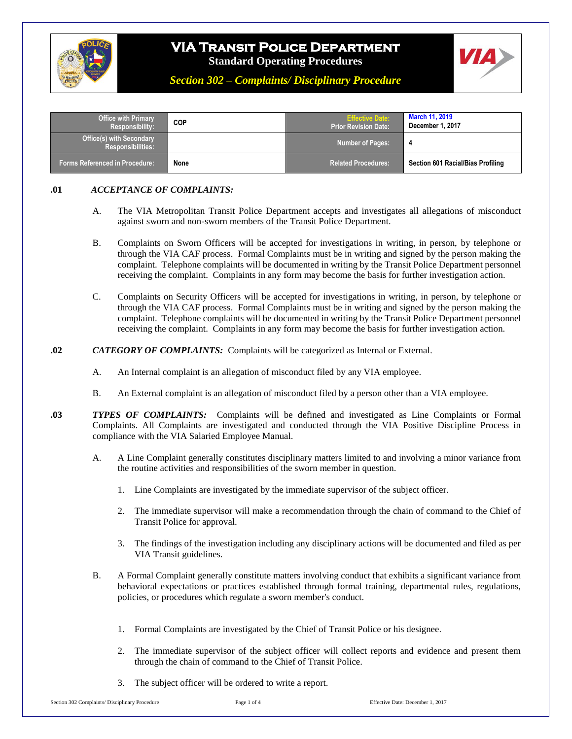# VIA Transit Police Department

**Standard Operating Procedures**

***Section 302 – Complaints/ Disciplinary Procedure***

| Office with Primary Responsibility: | COP | Effective Date: Prior Revision Date: | March 11, 2019 December 1, 2017 |
|---|---|---|---|
| Office(s) with Secondary Responsibilities: | | Number of Pages: | 4 |
| Forms Referenced in Procedure: | None | Related Procedures: | Section 601 Racial/Bias Profiling |

**.01** ***ACCEPTANCE OF COMPLAINTS:***

A. The VIA Metropolitan Transit Police Department accepts and investigates all allegations of misconduct against sworn and non-sworn members of the Transit Police Department.

B. Complaints on Sworn Officers will be accepted for investigations in writing, in person, by telephone or through the VIA CAF process. Formal Complaints must be in writing and signed by the person making the complaint. Telephone complaints will be documented in writing by the Transit Police Department personnel receiving the complaint. Complaints in any form may become the basis for further investigation action.

C. Complaints on Security Officers will be accepted for investigations in writing, in person, by telephone or through the VIA CAF process. Formal Complaints must be in writing and signed by the person making the complaint. Telephone complaints will be documented in writing by the Transit Police Department personnel receiving the complaint. Complaints in any form may become the basis for further investigation action.

**.02** ***CATEGORY OF COMPLAINTS:*** Complaints will be categorized as Internal or External.

A. An Internal complaint is an allegation of misconduct filed by any VIA employee.

B. An External complaint is an allegation of misconduct filed by a person other than a VIA employee.

**.03** ***TYPES OF COMPLAINTS:*** Complaints will be defined and investigated as Line Complaints or Formal Complaints. All Complaints are investigated and conducted through the VIA Positive Discipline Process in compliance with the VIA Salaried Employee Manual.

A. A Line Complaint generally constitutes disciplinary matters limited to and involving a minor variance from the routine activities and responsibilities of the sworn member in question.

1. Line Complaints are investigated by the immediate supervisor of the subject officer.
2. The immediate supervisor will make a recommendation through the chain of command to the Chief of Transit Police for approval.
3. The findings of the investigation including any disciplinary actions will be documented and filed as per VIA Transit guidelines.

B. A Formal Complaint generally constitute matters involving conduct that exhibits a significant variance from behavioral expectations or practices established through formal training, departmental rules, regulations, policies, or procedures which regulate a sworn member's conduct.

1. Formal Complaints are investigated by the Chief of Transit Police or his designee.
2. The immediate supervisor of the subject officer will collect reports and evidence and present them through the chain of command to the Chief of Transit Police.
3. The subject officer will be ordered to write a report.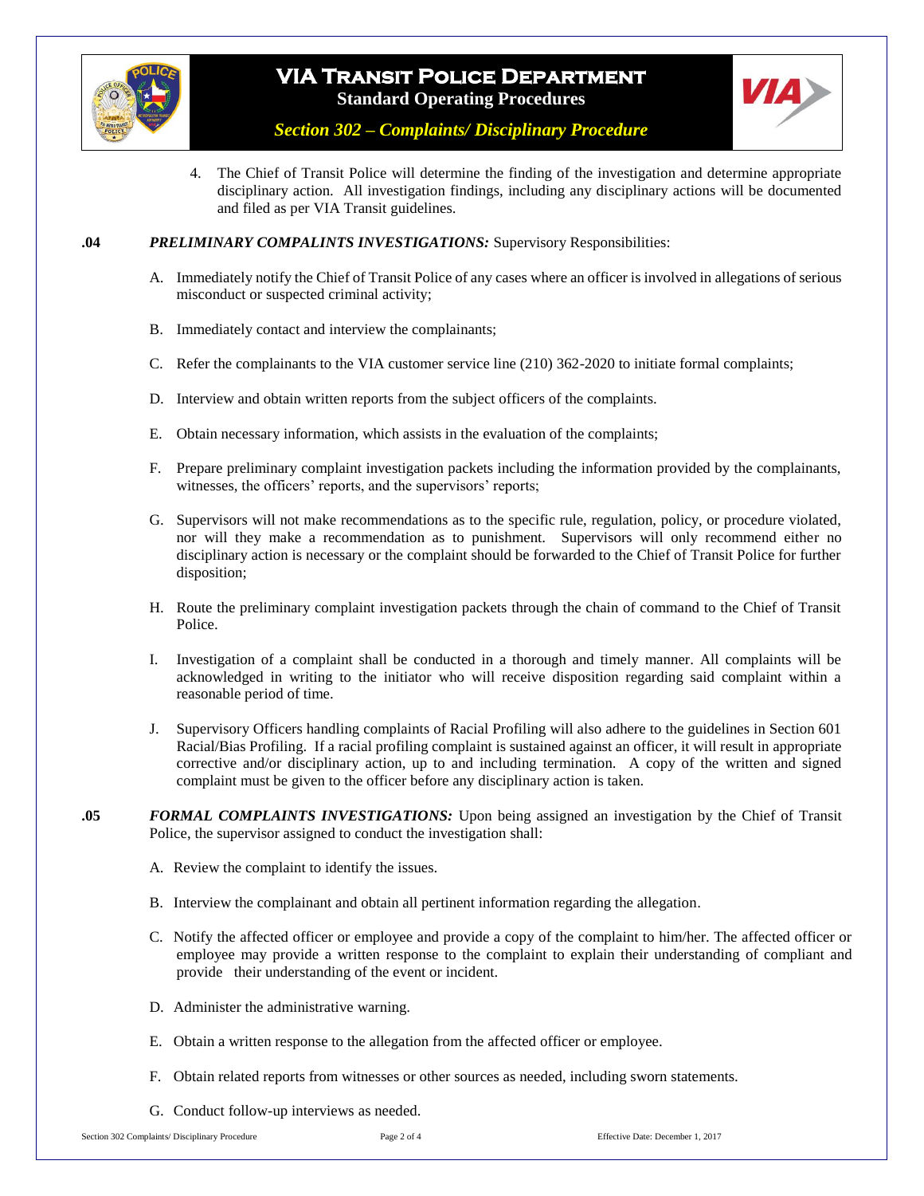4. The Chief of Transit Police will determine the finding of the investigation and determine appropriate disciplinary action. All investigation findings, including any disciplinary actions will be documented and filed as per VIA Transit guidelines.

**.04** ***PRELIMINARY COMPALINTS INVESTIGATIONS:*** Supervisory Responsibilities:

A. Immediately notify the Chief of Transit Police of any cases where an officer is involved in allegations of serious misconduct or suspected criminal activity;

B. Immediately contact and interview the complainants;

C. Refer the complainants to the VIA customer service line (210) 362-2020 to initiate formal complaints;

D. Interview and obtain written reports from the subject officers of the complaints.

E. Obtain necessary information, which assists in the evaluation of the complaints;

F. Prepare preliminary complaint investigation packets including the information provided by the complainants, witnesses, the officers' reports, and the supervisors' reports;

G. Supervisors will not make recommendations as to the specific rule, regulation, policy, or procedure violated, nor will they make a recommendation as to punishment. Supervisors will only recommend either no disciplinary action is necessary or the complaint should be forwarded to the Chief of Transit Police for further disposition;

H. Route the preliminary complaint investigation packets through the chain of command to the Chief of Transit Police.

I. Investigation of a complaint shall be conducted in a thorough and timely manner. All complaints will be acknowledged in writing to the initiator who will receive disposition regarding said complaint within a reasonable period of time.

J. Supervisory Officers handling complaints of Racial Profiling will also adhere to the guidelines in Section 601 Racial/Bias Profiling. If a racial profiling complaint is sustained against an officer, it will result in appropriate corrective and/or disciplinary action, up to and including termination. A copy of the written and signed complaint must be given to the officer before any disciplinary action is taken.

**.05** ***FORMAL COMPLAINTS INVESTIGATIONS:*** Upon being assigned an investigation by the Chief of Transit Police, the supervisor assigned to conduct the investigation shall:

A. Review the complaint to identify the issues.

B. Interview the complainant and obtain all pertinent information regarding the allegation.

C. Notify the affected officer or employee and provide a copy of the complaint to him/her. The affected officer or employee may provide a written response to the complaint to explain their understanding of compliant and provide their understanding of the event or incident.

D. Administer the administrative warning.

E. Obtain a written response to the allegation from the affected officer or employee.

F. Obtain related reports from witnesses or other sources as needed, including sworn statements.

G. Conduct follow-up interviews as needed.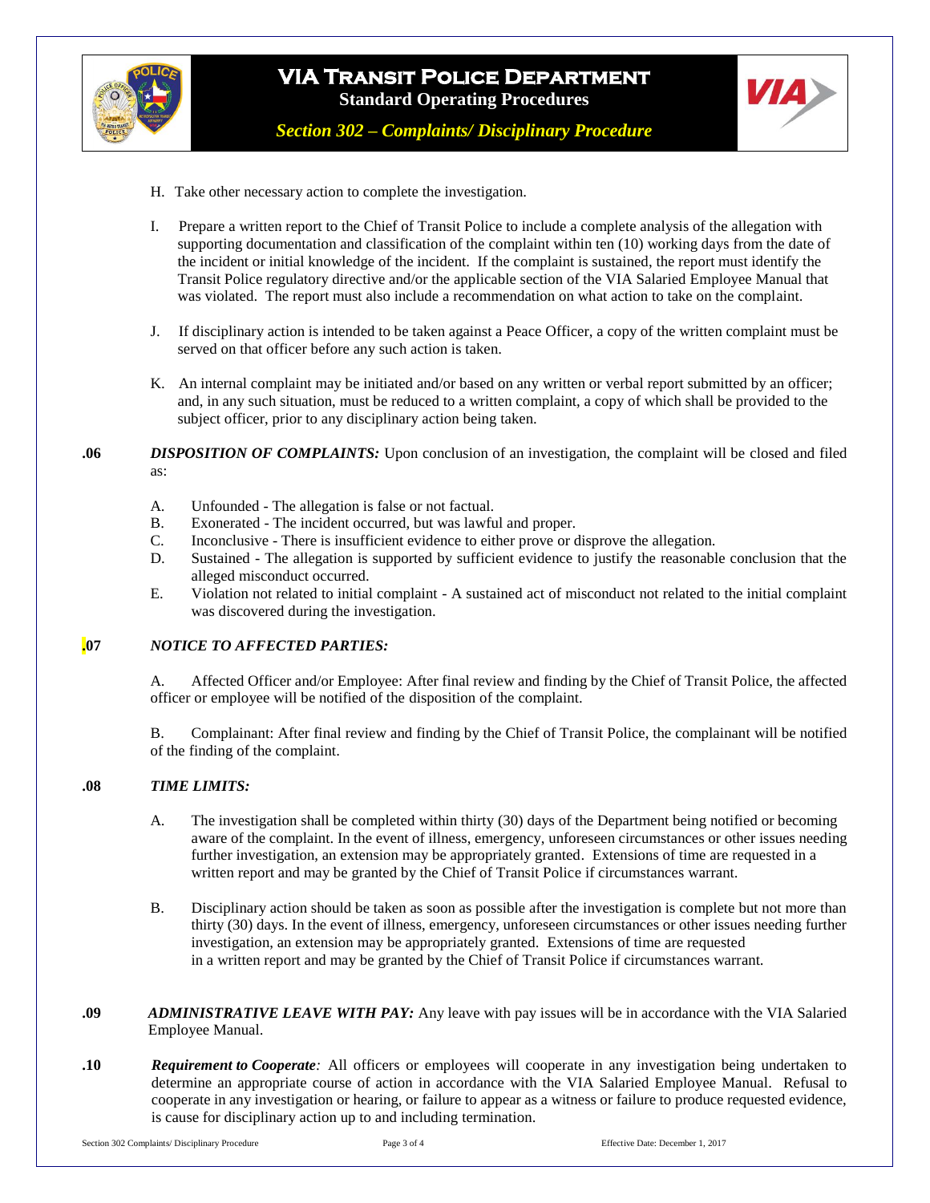H. Take other necessary action to complete the investigation.

I. Prepare a written report to the Chief of Transit Police to include a complete analysis of the allegation with supporting documentation and classification of the complaint within ten (10) working days from the date of the incident or initial knowledge of the incident. If the complaint is sustained, the report must identify the Transit Police regulatory directive and/or the applicable section of the VIA Salaried Employee Manual that was violated. The report must also include a recommendation on what action to take on the complaint.

J. If disciplinary action is intended to be taken against a Peace Officer, a copy of the written complaint must be served on that officer before any such action is taken.

K. An internal complaint may be initiated and/or based on any written or verbal report submitted by an officer; and, in any such situation, must be reduced to a written complaint, a copy of which shall be provided to the subject officer, prior to any disciplinary action being taken.

**.06** ***DISPOSITION OF COMPLAINTS:*** Upon conclusion of an investigation, the complaint will be closed and filed as:

A. Unfounded - The allegation is false or not factual.
B. Exonerated - The incident occurred, but was lawful and proper.
C. Inconclusive - There is insufficient evidence to either prove or disprove the allegation.
D. Sustained - The allegation is supported by sufficient evidence to justify the reasonable conclusion that the alleged misconduct occurred.
E. Violation not related to initial complaint - A sustained act of misconduct not related to the initial complaint was discovered during the investigation.

**.07** ***NOTICE TO AFFECTED PARTIES:***

A. Affected Officer and/or Employee: After final review and finding by the Chief of Transit Police, the affected officer or employee will be notified of the disposition of the complaint.

B. Complainant: After final review and finding by the Chief of Transit Police, the complainant will be notified of the finding of the complaint.

**.08** ***TIME LIMITS:***

A. The investigation shall be completed within thirty (30) days of the Department being notified or becoming aware of the complaint. In the event of illness, emergency, unforeseen circumstances or other issues needing further investigation, an extension may be appropriately granted. Extensions of time are requested in a written report and may be granted by the Chief of Transit Police if circumstances warrant.

B. Disciplinary action should be taken as soon as possible after the investigation is complete but not more than thirty (30) days. In the event of illness, emergency, unforeseen circumstances or other issues needing further investigation, an extension may be appropriately granted. Extensions of time are requested in a written report and may be granted by the Chief of Transit Police if circumstances warrant.

**.09** ***ADMINISTRATIVE LEAVE WITH PAY:*** Any leave with pay issues will be in accordance with the VIA Salaried Employee Manual.

**.10** ***Requirement to Cooperate:*** All officers or employees will cooperate in any investigation being undertaken to determine an appropriate course of action in accordance with the VIA Salaried Employee Manual. Refusal to cooperate in any investigation or hearing, or failure to appear as a witness or failure to produce requested evidence, is cause for disciplinary action up to and including termination.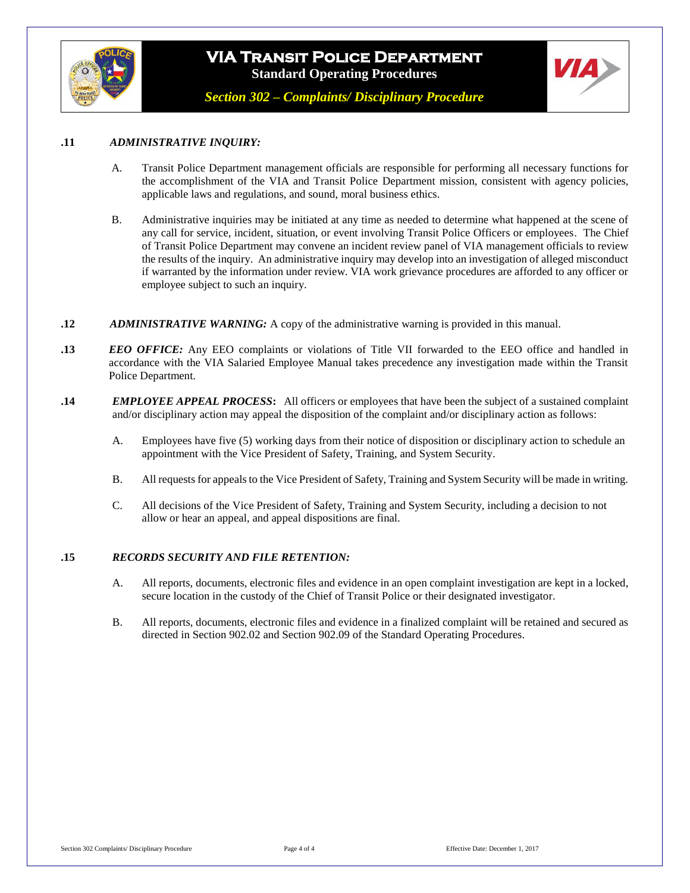**.11** ***ADMINISTRATIVE INQUIRY:***

A. Transit Police Department management officials are responsible for performing all necessary functions for the accomplishment of the VIA and Transit Police Department mission, consistent with agency policies, applicable laws and regulations, and sound, moral business ethics.

B. Administrative inquiries may be initiated at any time as needed to determine what happened at the scene of any call for service, incident, situation, or event involving Transit Police Officers or employees. The Chief of Transit Police Department may convene an incident review panel of VIA management officials to review the results of the inquiry. An administrative inquiry may develop into an investigation of alleged misconduct if warranted by the information under review. VIA work grievance procedures are afforded to any officer or employee subject to such an inquiry.

**.12** ***ADMINISTRATIVE WARNING:*** A copy of the administrative warning is provided in this manual.

**.13** ***EEO OFFICE:*** Any EEO complaints or violations of Title VII forwarded to the EEO office and handled in accordance with the VIA Salaried Employee Manual takes precedence any investigation made within the Transit Police Department.

**.14** ***EMPLOYEE APPEAL PROCESS*****:** All officers or employees that have been the subject of a sustained complaint and/or disciplinary action may appeal the disposition of the complaint and/or disciplinary action as follows:

A. Employees have five (5) working days from their notice of disposition or disciplinary action to schedule an appointment with the Vice President of Safety, Training, and System Security.

B. All requests for appeals to the Vice President of Safety, Training and System Security will be made in writing.

C. All decisions of the Vice President of Safety, Training and System Security, including a decision to not allow or hear an appeal, and appeal dispositions are final.

**.15** ***RECORDS SECURITY AND FILE RETENTION:***

A. All reports, documents, electronic files and evidence in an open complaint investigation are kept in a locked, secure location in the custody of the Chief of Transit Police or their designated investigator.

B. All reports, documents, electronic files and evidence in a finalized complaint will be retained and secured as directed in Section 902.02 and Section 902.09 of the Standard Operating Procedures.